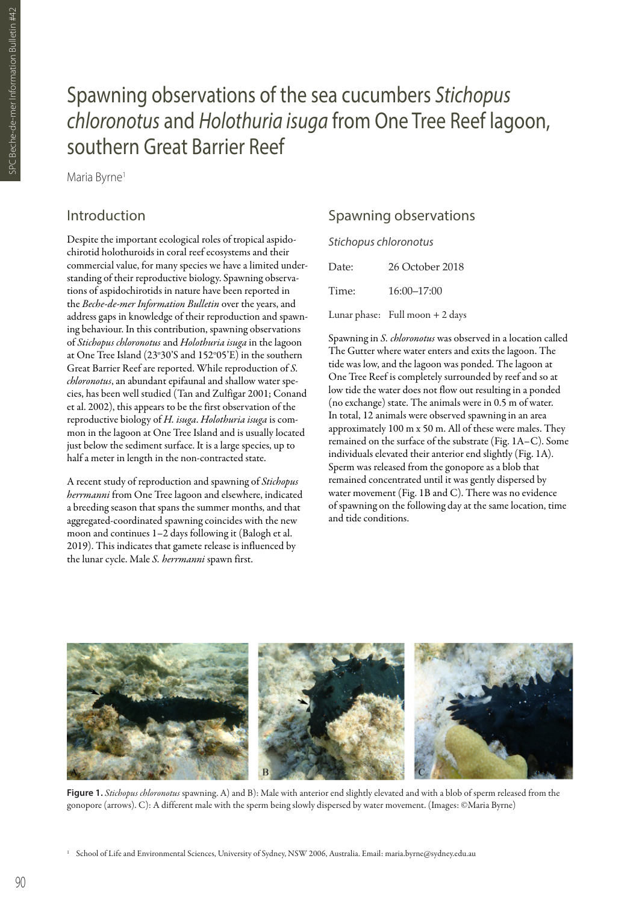# Spawning observations of the sea cucumbers *Stichopus chloronotus* and *Holothuria isuga* from One Tree Reef lagoon, southern Great Barrier Reef

Maria Byrne[1]

## Introduction

Despite the important ecological roles of tropical aspidochirotid holothuroids in coral reef ecosystems and their commercial value, for many species we have a limited understanding of their reproductive biology. Spawning observations of aspidochirotids in nature have been reported in the *Beche-de-mer Information Bulletin* over the years, and address gaps in knowledge of their reproduction and spawning behaviour. In this contribution, spawning observations of *Stichopus chloronotus* and *Holothuria isuga* in the lagoon at One Tree Island (23°30'S and 152°05'E) in the southern Great Barrier Reef are reported. While reproduction of *S. chloronotus*, an abundant epifaunal and shallow water species, has been well studied (Tan and Zulfigar 2001; Conand et al. 2002), this appears to be the first observation of the reproductive biology of *H. isuga*. *Holothuria isuga* is common in the lagoon at One Tree Island and is usually located just below the sediment surface. It is a large species, up to half a meter in length in the non-contracted state.

A recent study of reproduction and spawning of *Stichopus herrmanni* from One Tree lagoon and elsewhere, indicated a breeding season that spans the summer months, and that aggregated-coordinated spawning coincides with the new moon and continues 1–2 days following it (Balogh et al. 2019). This indicates that gamete release is influenced by the lunar cycle. Male *S. herrmanni* spawn first.

## Spawning observations

### *Stichopus chloronotus*

Date: 26 October 2018

Time: 16:00–17:00

Lunar phase: Full moon + 2 days

Spawning in *S. chloronotus* was observed in a location called The Gutter where water enters and exits the lagoon. The tide was low, and the lagoon was ponded. The lagoon at One Tree Reef is completely surrounded by reef and so at low tide the water does not flow out resulting in a ponded (no exchange) state. The animals were in 0.5 m of water. In total, 12 animals were observed spawning in an area approximately 100 m x 50 m. All of these were males. They remained on the surface of the substrate (Fig. 1A–C). Some individuals elevated their anterior end slightly (Fig. 1A). Sperm was released from the gonopore as a blob that remained concentrated until it was gently dispersed by water movement (Fig. 1B and C). There was no evidence of spawning on the following day at the same location, time and tide conditions.

**Figure 1.** *Stichopus chloronotus* spawning. A) and B): Male with anterior end slightly elevated and with a blob of sperm released from the gonopore (arrows). C): A different male with the sperm being slowly dispersed by water movement. (Images: ©Maria Byrne)

[1] School of Life and Environmental Sciences, University of Sydney, NSW 2006, Australia. Email: maria.byrne@sydney.edu.au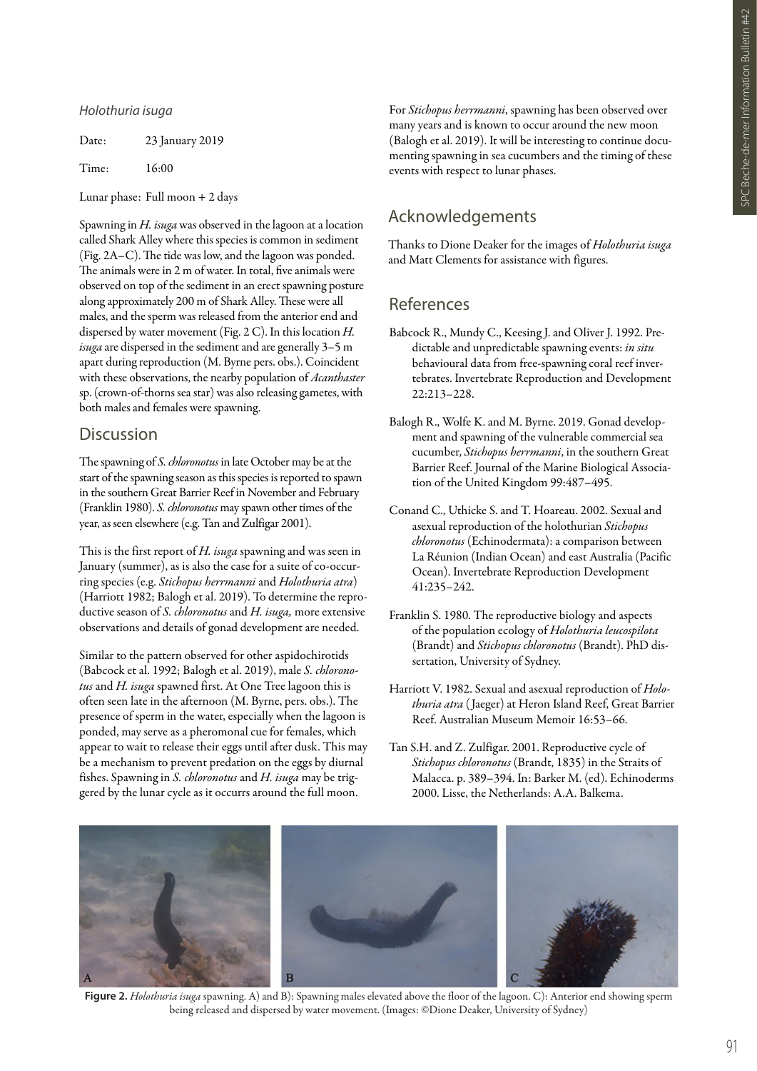*Holothuria isuga*

Date: 23 January 2019

Time: 16:00

Lunar phase: Full moon + 2 days

Spawning in *H. isuga* was observed in the lagoon at a location called Shark Alley where this species is common in sediment (Fig. 2A–C). The tide was low, and the lagoon was ponded. The animals were in 2 m of water. In total, five animals were observed on top of the sediment in an erect spawning posture along approximately 200 m of Shark Alley. These were all males, and the sperm was released from the anterior end and dispersed by water movement (Fig. 2 C). In this location *H. isuga* are dispersed in the sediment and are generally 3–5 m apart during reproduction (M. Byrne pers. obs.). Coincident with these observations, the nearby population of *Acanthaster* sp. (crown-of-thorns sea star) was also releasing gametes, with both males and females were spawning.

## Discussion

The spawning of *S. chloronotus* in late October may be at the start of the spawning season as this species is reported to spawn in the southern Great Barrier Reef in November and February (Franklin 1980). *S. chloronotus* may spawn other times of the year, as seen elsewhere (e.g. Tan and Zulfigar 2001).

This is the first report of *H. isuga* spawning and was seen in January (summer), as is also the case for a suite of co-occurring species (e.g. *Stichopus herrmanni* and *Holothuria atra*) (Harriott 1982; Balogh et al. 2019). To determine the reproductive season of *S. chloronotus* and *H. isuga,* more extensive observations and details of gonad development are needed.

Similar to the pattern observed for other aspidochirotids (Babcock et al. 1992; Balogh et al. 2019), male *S. chloronotus* and *H. isuga* spawned first. At One Tree lagoon this is often seen late in the afternoon (M. Byrne, pers. obs.). The presence of sperm in the water, especially when the lagoon is ponded, may serve as a pheromonal cue for females, which appear to wait to release their eggs until after dusk. This may be a mechanism to prevent predation on the eggs by diurnal fishes. Spawning in *S. chloronotus* and *H. isuga* may be triggered by the lunar cycle as it occurrs around the full moon.

For *Stichopus herrmanni*, spawning has been observed over many years and is known to occur around the new moon (Balogh et al. 2019). It will be interesting to continue documenting spawning in sea cucumbers and the timing of these events with respect to lunar phases.

## Acknowledgements

Thanks to Dione Deaker for the images of *Holothuria isuga* and Matt Clements for assistance with figures.

## References

Babcock R., Mundy C., Keesing J. and Oliver J. 1992. Predictable and unpredictable spawning events: *in situ* behavioural data from free-spawning coral reef invertebrates. Invertebrate Reproduction and Development 22:213–228.

Balogh R., Wolfe K. and M. Byrne. 2019. Gonad development and spawning of the vulnerable commercial sea cucumber, *Stichopus herrmanni*, in the southern Great Barrier Reef. Journal of the Marine Biological Association of the United Kingdom 99:487–495.

Conand C., Uthicke S. and T. Hoareau. 2002. Sexual and asexual reproduction of the holothurian *Stichopus chloronotus* (Echinodermata): a comparison between La Réunion (Indian Ocean) and east Australia (Pacific Ocean). Invertebrate Reproduction Development 41:235–242.

Franklin S. 1980. The reproductive biology and aspects of the population ecology of *Holothuria leucospilota* (Brandt) and *Stichopus chloronotus* (Brandt). PhD dissertation, University of Sydney.

Harriott V. 1982. Sexual and asexual reproduction of *Holothuria atra* (Jaeger) at Heron Island Reef, Great Barrier Reef. Australian Museum Memoir 16:53–66.

Tan S.H. and Z. Zulfigar. 2001. Reproductive cycle of *Stichopus chloronotus* (Brandt, 1835) in the Straits of Malacca. p. 389–394. In: Barker M. (ed). Echinoderms 2000. Lisse, the Netherlands: A.A. Balkema.

**Figure 2.** *Holothuria isuga* spawning. A) and B): Spawning males elevated above the floor of the lagoon. C): Anterior end showing sperm being released and dispersed by water movement. (Images: ©Dione Deaker, University of Sydney)